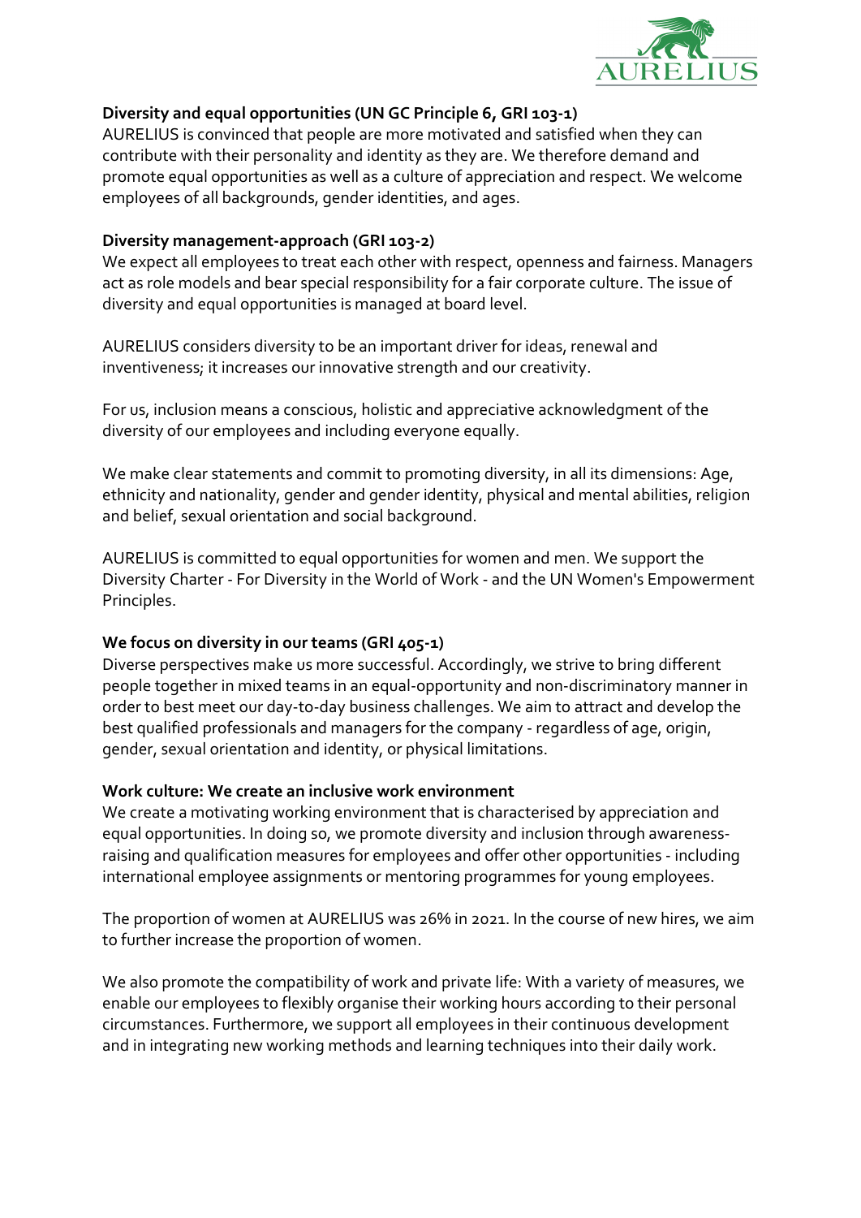### Diversity and equal opportunities (UN GC Principle 6, GRI 103-1)

AURELIUS is convinced that people are more motivated and satisfied when they can contribute with their personality and identity as they are. We therefore demand and promote equal opportunities as well as a culture of appreciation and respect. We welcome employees of all backgrounds, gender identities, and ages.

### Diversity management-approach (GRI 103-2)

We expect all employees to treat each other with respect, openness and fairness. Managers act as role models and bear special responsibility for a fair corporate culture. The issue of diversity and equal opportunities is managed at board level.

AURELIUS considers diversity to be an important driver for ideas, renewal and inventiveness; it increases our innovative strength and our creativity.

For us, inclusion means a conscious, holistic and appreciative acknowledgment of the diversity of our employees and including everyone equally.

We make clear statements and commit to promoting diversity, in all its dimensions: Age, ethnicity and nationality, gender and gender identity, physical and mental abilities, religion and belief, sexual orientation and social background.

AURELIUS is committed to equal opportunities for women and men. We support the Diversity Charter - For Diversity in the World of Work - and the UN Women's Empowerment Principles.

### We focus on diversity in our teams (GRI 405-1)

Diverse perspectives make us more successful. Accordingly, we strive to bring different people together in mixed teams in an equal-opportunity and non-discriminatory manner in order to best meet our day-to-day business challenges. We aim to attract and develop the best qualified professionals and managers for the company - regardless of age, origin, gender, sexual orientation and identity, or physical limitations.

### Work culture: We create an inclusive work environment

We create a motivating working environment that is characterised by appreciation and equal opportunities. In doing so, we promote diversity and inclusion through awareness-raising and qualification measures for employees and offer other opportunities - including international employee assignments or mentoring programmes for young employees.

The proportion of women at AURELIUS was 26% in 2021. In the course of new hires, we aim to further increase the proportion of women.

We also promote the compatibility of work and private life: With a variety of measures, we enable our employees to flexibly organise their working hours according to their personal circumstances. Furthermore, we support all employees in their continuous development and in integrating new working methods and learning techniques into their daily work.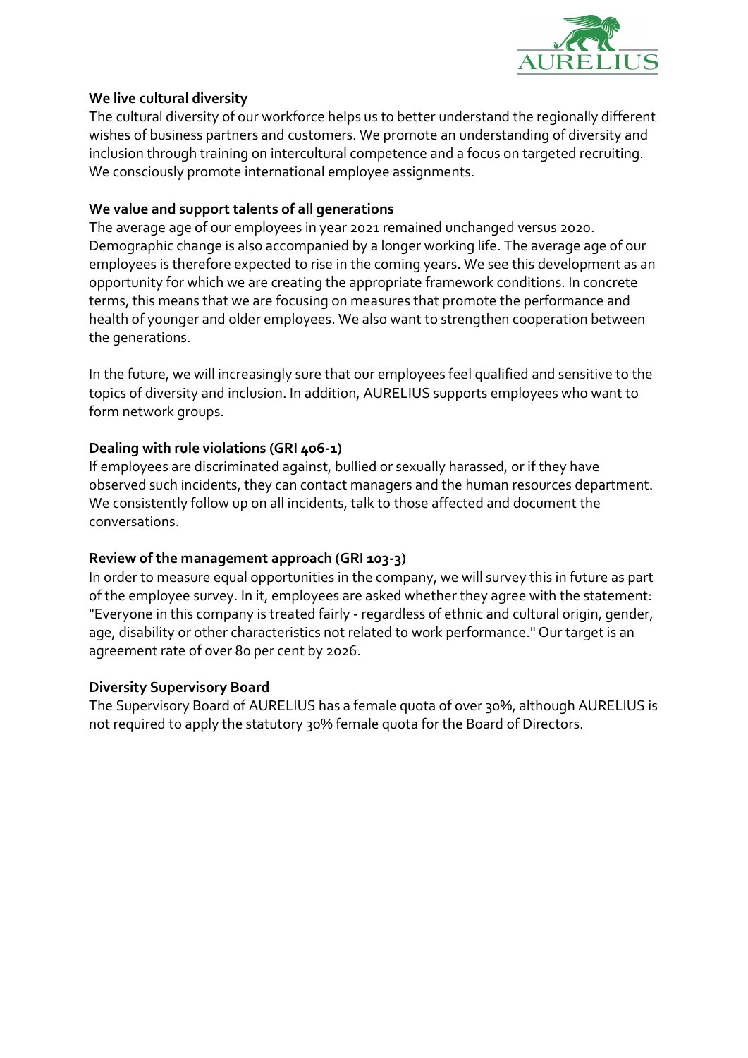### We live cultural diversity

The cultural diversity of our workforce helps us to better understand the regionally different wishes of business partners and customers. We promote an understanding of diversity and inclusion through training on intercultural competence and a focus on targeted recruiting. We consciously promote international employee assignments.

### We value and support talents of all generations

The average age of our employees in year 2021 remained unchanged versus 2020. Demographic change is also accompanied by a longer working life. The average age of our employees is therefore expected to rise in the coming years. We see this development as an opportunity for which we are creating the appropriate framework conditions. In concrete terms, this means that we are focusing on measures that promote the performance and health of younger and older employees. We also want to strengthen cooperation between the generations.

In the future, we will increasingly sure that our employees feel qualified and sensitive to the topics of diversity and inclusion. In addition, AURELIUS supports employees who want to form network groups.

### Dealing with rule violations (GRI 406-1)

If employees are discriminated against, bullied or sexually harassed, or if they have observed such incidents, they can contact managers and the human resources department. We consistently follow up on all incidents, talk to those affected and document the conversations.

### Review of the management approach (GRI 103-3)

In order to measure equal opportunities in the company, we will survey this in future as part of the employee survey. In it, employees are asked whether they agree with the statement: "Everyone in this company is treated fairly - regardless of ethnic and cultural origin, gender, age, disability or other characteristics not related to work performance." Our target is an agreement rate of over 80 per cent by 2026.

### Diversity Supervisory Board

The Supervisory Board of AURELIUS has a female quota of over 30%, although AURELIUS is not required to apply the statutory 30% female quota for the Board of Directors.